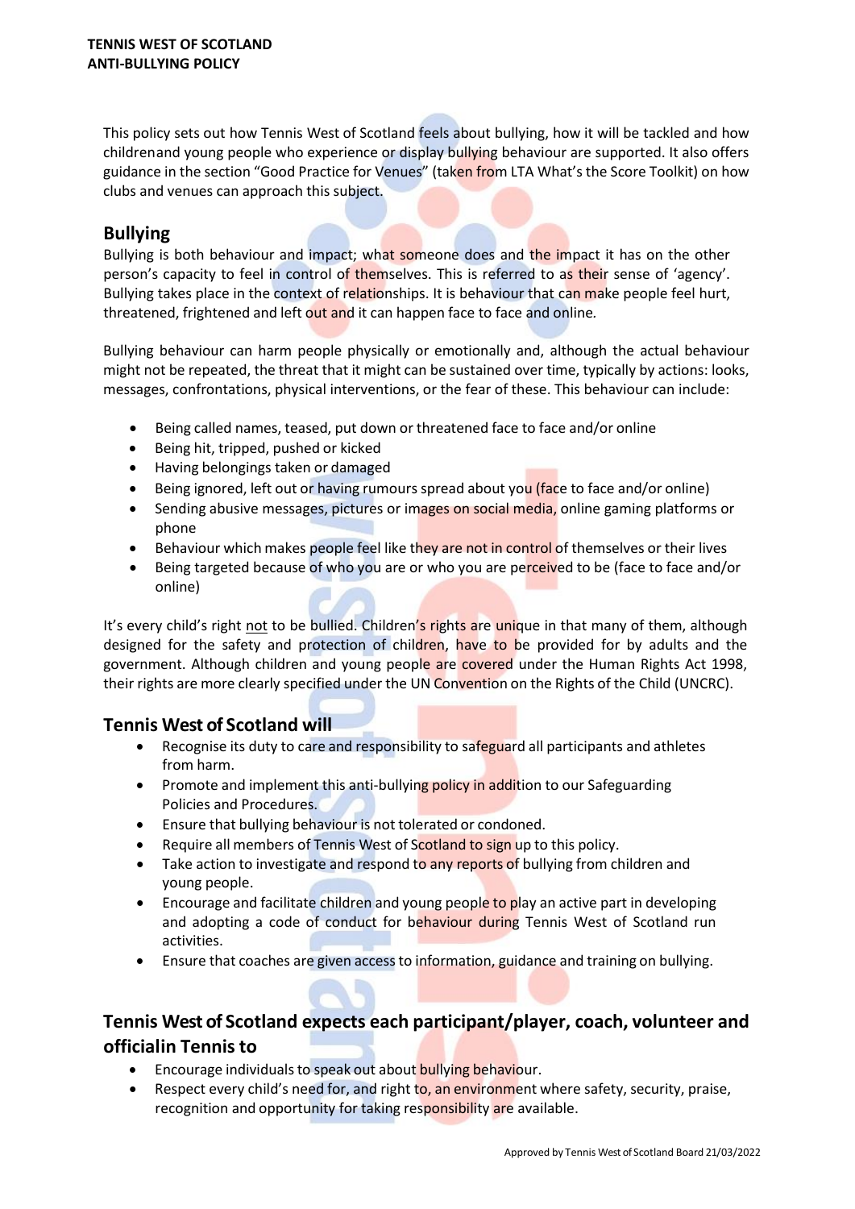**TENNIS WEST OF SCOTLAND**
**ANTI-BULLYING POLICY**

This policy sets out how Tennis West of Scotland feels about bullying, how it will be tackled and how childrenand young people who experience or display bullying behaviour are supported. It also offers guidance in the section "Good Practice for Venues" (taken from LTA What's the Score Toolkit) on how clubs and venues can approach this subject.

## Bullying

Bullying is both behaviour and impact; what someone does and the impact it has on the other person's capacity to feel in control of themselves. This is referred to as their sense of 'agency'. Bullying takes place in the context of relationships. It is behaviour that can make people feel hurt, threatened, frightened and left out and it can happen face to face and online.

Bullying behaviour can harm people physically or emotionally and, although the actual behaviour might not be repeated, the threat that it might can be sustained over time, typically by actions: looks, messages, confrontations, physical interventions, or the fear of these. This behaviour can include:

- Being called names, teased, put down or threatened face to face and/or online
- Being hit, tripped, pushed or kicked
- Having belongings taken or damaged
- Being ignored, left out or having rumours spread about you (face to face and/or online)
- Sending abusive messages, pictures or images on social media, online gaming platforms or phone
- Behaviour which makes people feel like they are not in control of themselves or their lives
- Being targeted because of who you are or who you are perceived to be (face to face and/or online)

It's every child's right not to be bullied. Children's rights are unique in that many of them, although designed for the safety and protection of children, have to be provided for by adults and the government. Although children and young people are covered under the Human Rights Act 1998, their rights are more clearly specified under the UN Convention on the Rights of the Child (UNCRC).

## Tennis West of Scotland will

- Recognise its duty to care and responsibility to safeguard all participants and athletes from harm.
- Promote and implement this anti-bullying policy in addition to our Safeguarding Policies and Procedures.
- Ensure that bullying behaviour is not tolerated or condoned.
- Require all members of Tennis West of Scotland to sign up to this policy.
- Take action to investigate and respond to any reports of bullying from children and young people.
- Encourage and facilitate children and young people to play an active part in developing and adopting a code of conduct for behaviour during Tennis West of Scotland run activities.
- Ensure that coaches are given access to information, guidance and training on bullying.

## Tennis West of Scotland expects each participant/player, coach, volunteer and officialin Tennis to

- Encourage individuals to speak out about bullying behaviour.
- Respect every child's need for, and right to, an environment where safety, security, praise, recognition and opportunity for taking responsibility are available.

Approved by Tennis West of Scotland Board 21/03/2022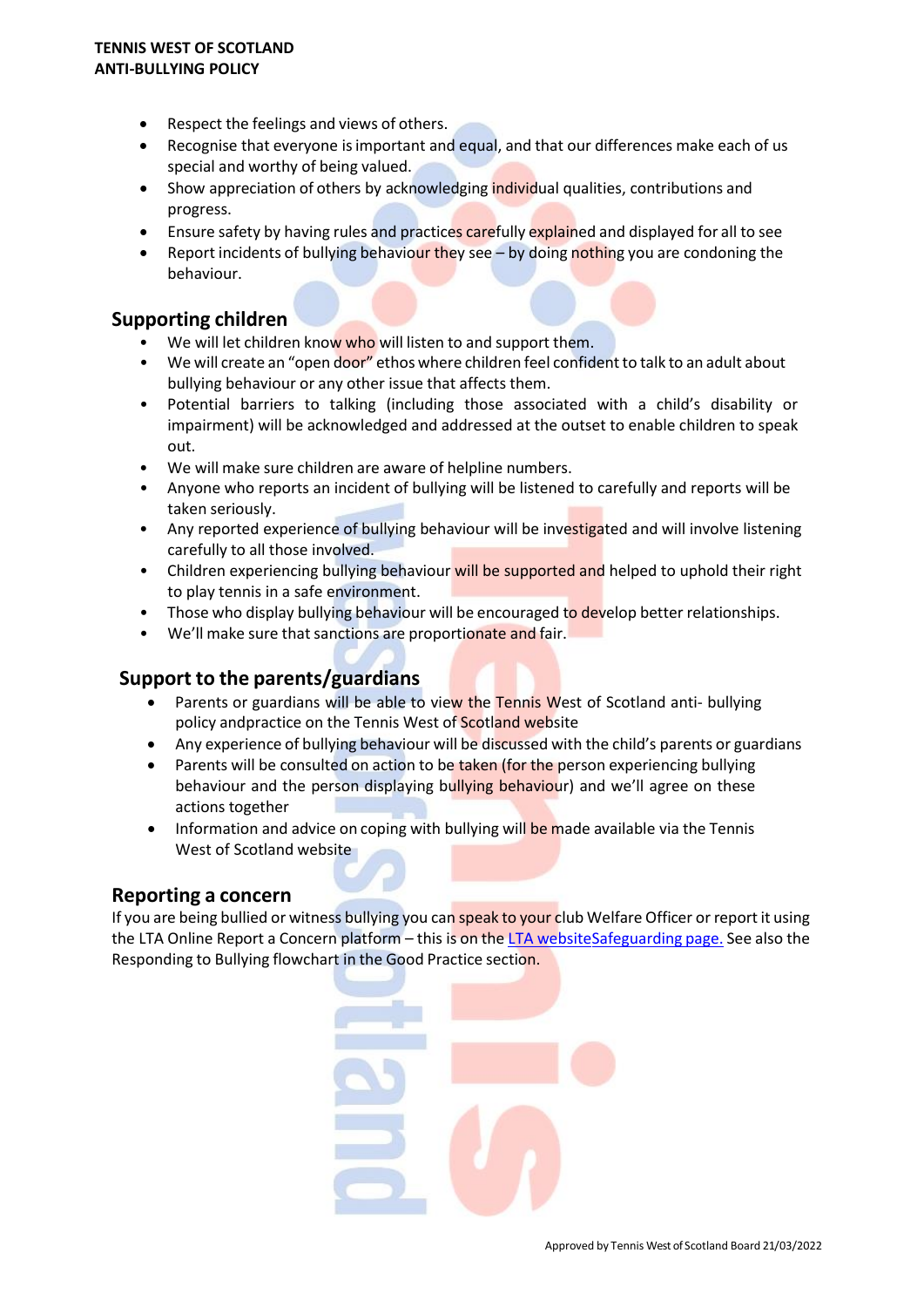- Respect the feelings and views of others.
- Recognise that everyone is important and equal, and that our differences make each of us special and worthy of being valued.
- Show appreciation of others by acknowledging individual qualities, contributions and progress.
- Ensure safety by having rules and practices carefully explained and displayed for all to see
- Report incidents of bullying behaviour they see – by doing nothing you are condoning the behaviour.

## Supporting children

- We will let children know who will listen to and support them.
- We will create an "open door" ethos where children feel confident to talk to an adult about bullying behaviour or any other issue that affects them.
- Potential barriers to talking (including those associated with a child's disability or impairment) will be acknowledged and addressed at the outset to enable children to speak out.
- We will make sure children are aware of helpline numbers.
- Anyone who reports an incident of bullying will be listened to carefully and reports will be taken seriously.
- Any reported experience of bullying behaviour will be investigated and will involve listening carefully to all those involved.
- Children experiencing bullying behaviour will be supported and helped to uphold their right to play tennis in a safe environment.
- Those who display bullying behaviour will be encouraged to develop better relationships.
- We'll make sure that sanctions are proportionate and fair.

## Support to the parents/guardians

- Parents or guardians will be able to view the Tennis West of Scotland anti- bullying policy andpractice on the Tennis West of Scotland website
- Any experience of bullying behaviour will be discussed with the child's parents or guardians
- Parents will be consulted on action to be taken (for the person experiencing bullying behaviour and the person displaying bullying behaviour) and we'll agree on these actions together
- Information and advice on coping with bullying will be made available via the Tennis West of Scotland website

## Reporting a concern

If you are being bullied or witness bullying you can speak to your club Welfare Officer or report it using the LTA Online Report a Concern platform – this is on the LTA websiteSafeguarding page. See also the Responding to Bullying flowchart in the Good Practice section.

Approved by Tennis West of Scotland Board 21/03/2022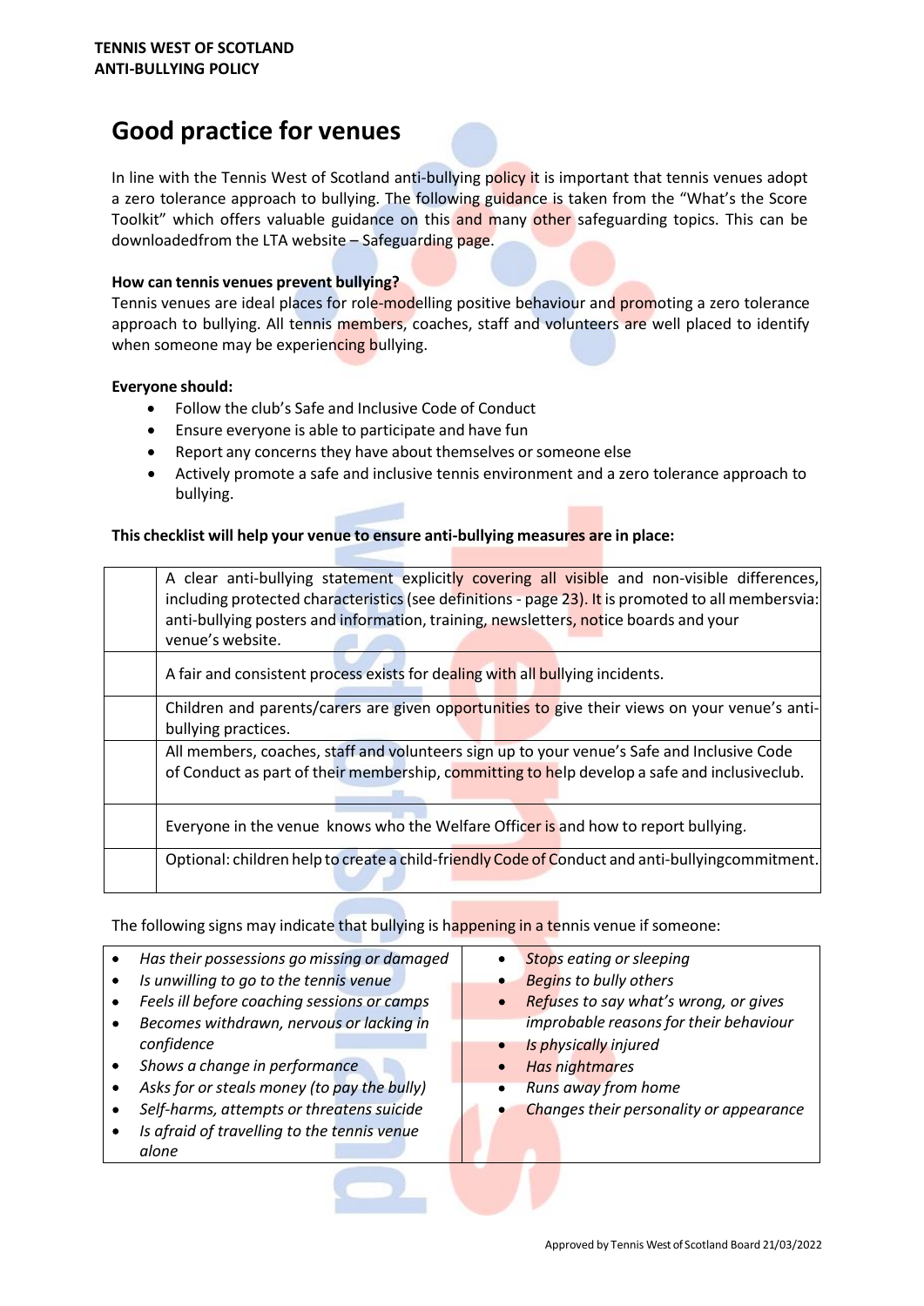# Good practice for venues

In line with the Tennis West of Scotland anti-bullying policy it is important that tennis venues adopt a zero tolerance approach to bullying. The following guidance is taken from the "What's the Score Toolkit" which offers valuable guidance on this and many other safeguarding topics. This can be downloadedfrom the LTA website – Safeguarding page.

**How can tennis venues prevent bullying?**

Tennis venues are ideal places for role-modelling positive behaviour and promoting a zero tolerance approach to bullying. All tennis members, coaches, staff and volunteers are well placed to identify when someone may be experiencing bullying.

**Everyone should:**

- Follow the club's Safe and Inclusive Code of Conduct
- Ensure everyone is able to participate and have fun
- Report any concerns they have about themselves or someone else
- Actively promote a safe and inclusive tennis environment and a zero tolerance approach to bullying.

**This checklist will help your venue to ensure anti-bullying measures are in place:**

| | |
|---|---|
| | A clear anti-bullying statement explicitly covering all visible and non-visible differences, including protected characteristics (see definitions - page 23). It is promoted to all membersvia: anti-bullying posters and information, training, newsletters, notice boards and your venue's website. |
| | A fair and consistent process exists for dealing with all bullying incidents. |
| | Children and parents/carers are given opportunities to give their views on your venue's anti-bullying practices. |
| | All members, coaches, staff and volunteers sign up to your venue's Safe and Inclusive Code of Conduct as part of their membership, committing to help develop a safe and inclusiveclub. |
| | Everyone in the venue knows who the Welfare Officer is and how to report bullying. |
| | Optional: children help to create a child-friendly Code of Conduct and anti-bullyingcommitment. |

The following signs may indicate that bullying is happening in a tennis venue if someone:

- *Has their possessions go missing or damaged*
- *Is unwilling to go to the tennis venue*
- *Feels ill before coaching sessions or camps*
- *Becomes withdrawn, nervous or lacking in confidence*
- *Shows a change in performance*
- *Asks for or steals money (to pay the bully)*
- *Self-harms, attempts or threatens suicide*
- *Is afraid of travelling to the tennis venue alone*
- *Stops eating or sleeping*
- *Begins to bully others*
- *Refuses to say what's wrong, or gives improbable reasons for their behaviour*
- *Is physically injured*
- *Has nightmares*
- *Runs away from home*
- *Changes their personality or appearance*

Approved by Tennis West of Scotland Board 21/03/2022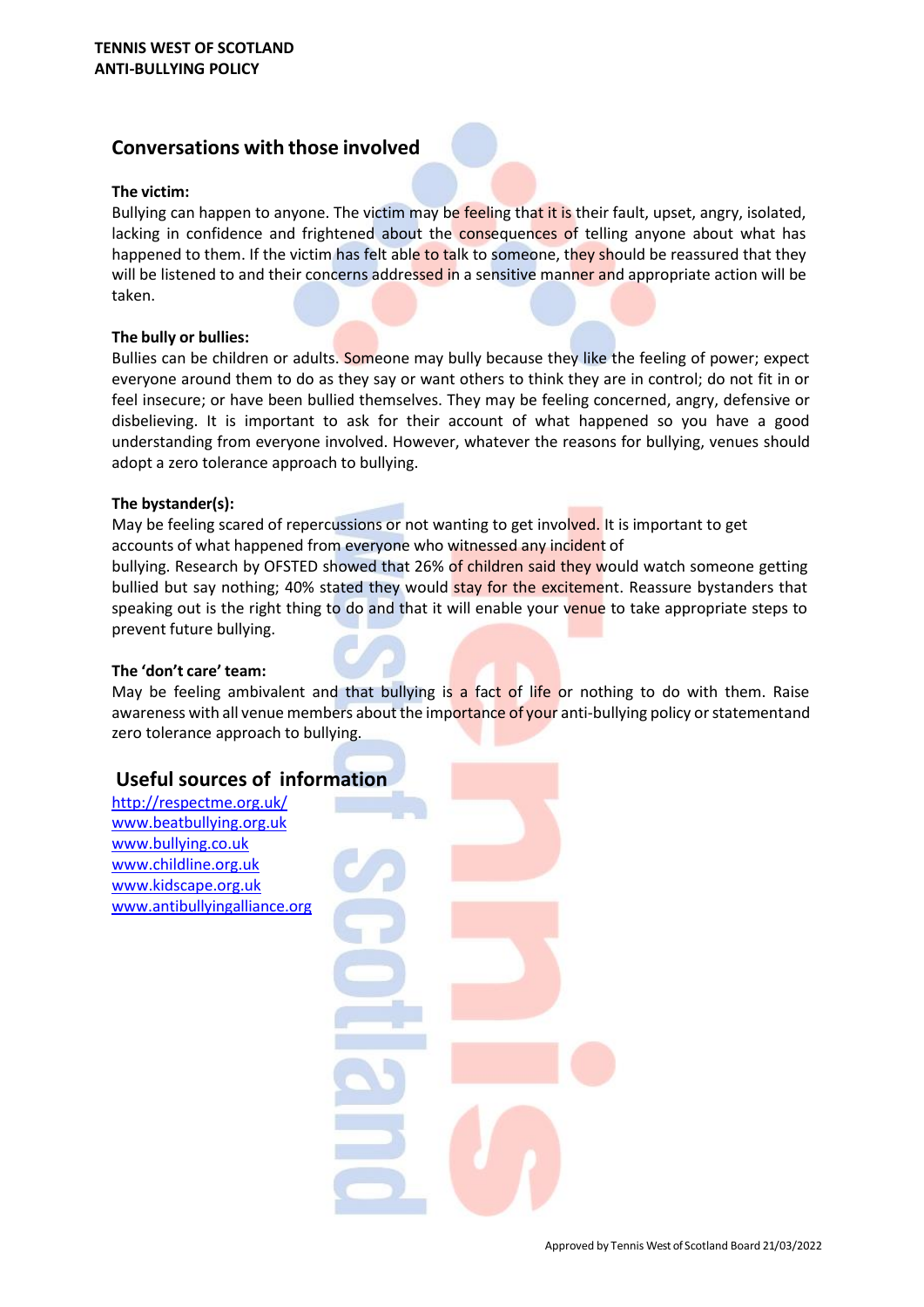## Conversations with those involved

**The victim:**
Bullying can happen to anyone. The victim may be feeling that it is their fault, upset, angry, isolated, lacking in confidence and frightened about the consequences of telling anyone about what has happened to them. If the victim has felt able to talk to someone, they should be reassured that they will be listened to and their concerns addressed in a sensitive manner and appropriate action will be taken.

**The bully or bullies:**
Bullies can be children or adults. Someone may bully because they like the feeling of power; expect everyone around them to do as they say or want others to think they are in control; do not fit in or feel insecure; or have been bullied themselves. They may be feeling concerned, angry, defensive or disbelieving. It is important to ask for their account of what happened so you have a good understanding from everyone involved. However, whatever the reasons for bullying, venues should adopt a zero tolerance approach to bullying.

**The bystander(s):**
May be feeling scared of repercussions or not wanting to get involved. It is important to get accounts of what happened from everyone who witnessed any incident of bullying. Research by OFSTED showed that 26% of children said they would watch someone getting bullied but say nothing; 40% stated they would stay for the excitement. Reassure bystanders that speaking out is the right thing to do and that it will enable your venue to take appropriate steps to prevent future bullying.

**The 'don't care' team:**
May be feeling ambivalent and that bullying is a fact of life or nothing to do with them. Raise awareness with all venue members about the importance of your anti-bullying policy or statementand zero tolerance approach to bullying.

## Useful sources of information

http://respectme.org.uk/
www.beatbullying.org.uk
www.bullying.co.uk
www.childline.org.uk
www.kidscape.org.uk
www.antibullyingalliance.org

Approved by Tennis West of Scotland Board 21/03/2022